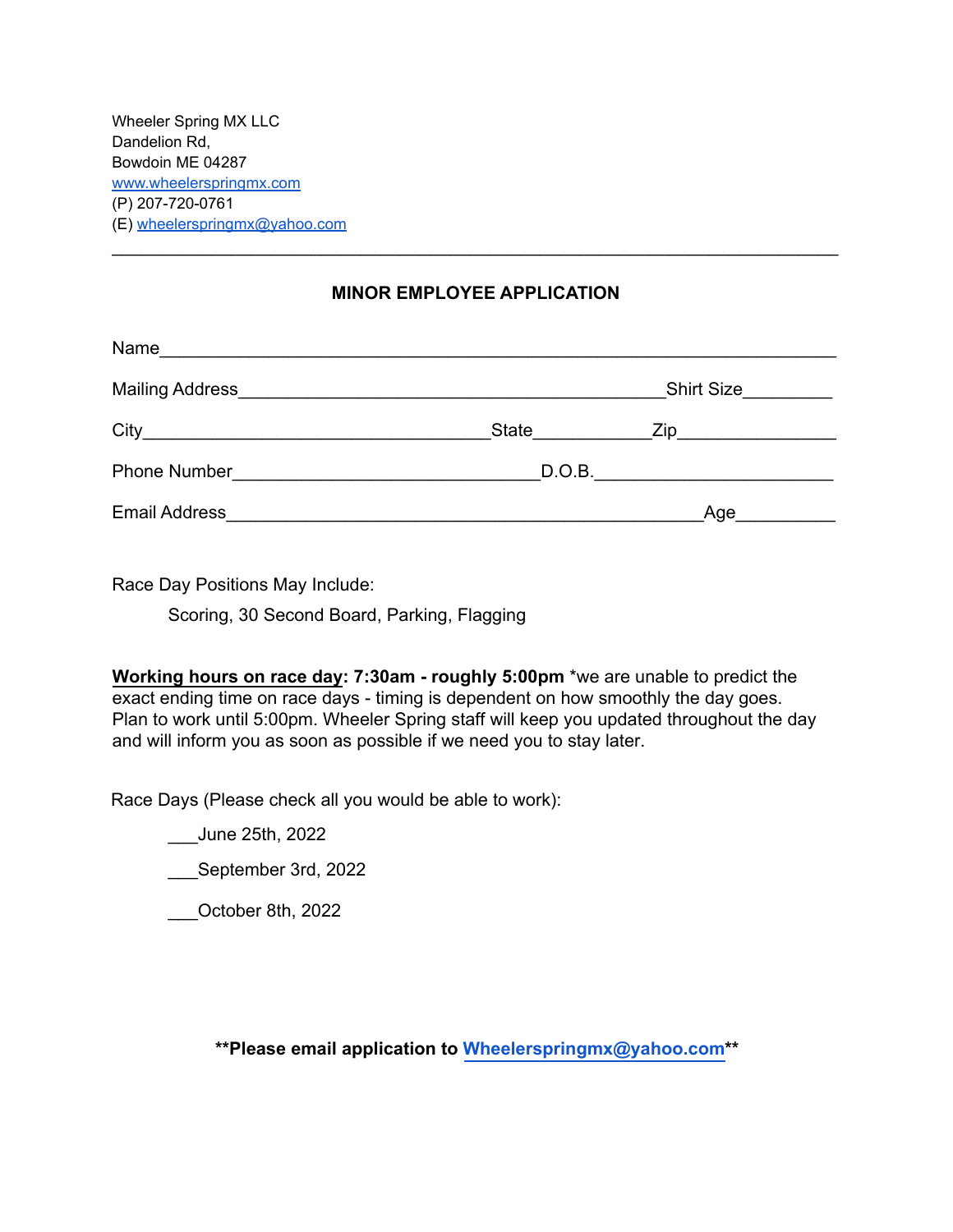Wheeler Spring MX LLC
Dandelion Rd,
Bowdoin ME 04287
www.wheelerspringmx.com
(P) 207-720-0761
(E) wheelerspringmx@yahoo.com

---

**MINOR EMPLOYEE APPLICATION**

Name________________________________________________________________

Mailing Address_________________________________________Shirt Size_________

City___________________________________State___________Zip_______________

Phone Number_______________________________D.O.B.________________________

Email Address________________________________________________Age_________

Race Day Positions May Include:

Scoring, 30 Second Board, Parking, Flagging

**Working hours on race day: 7:30am - roughly 5:00pm** *we are unable to predict the exact ending time on race days - timing is dependent on how smoothly the day goes. Plan to work until 5:00pm. Wheeler Spring staff will keep you updated throughout the day and will inform you as soon as possible if we need you to stay later.

Race Days (Please check all you would be able to work):

___June 25th, 2022

___September 3rd, 2022

___October 8th, 2022

****Please email application to Wheelerspringmx@yahoo.com****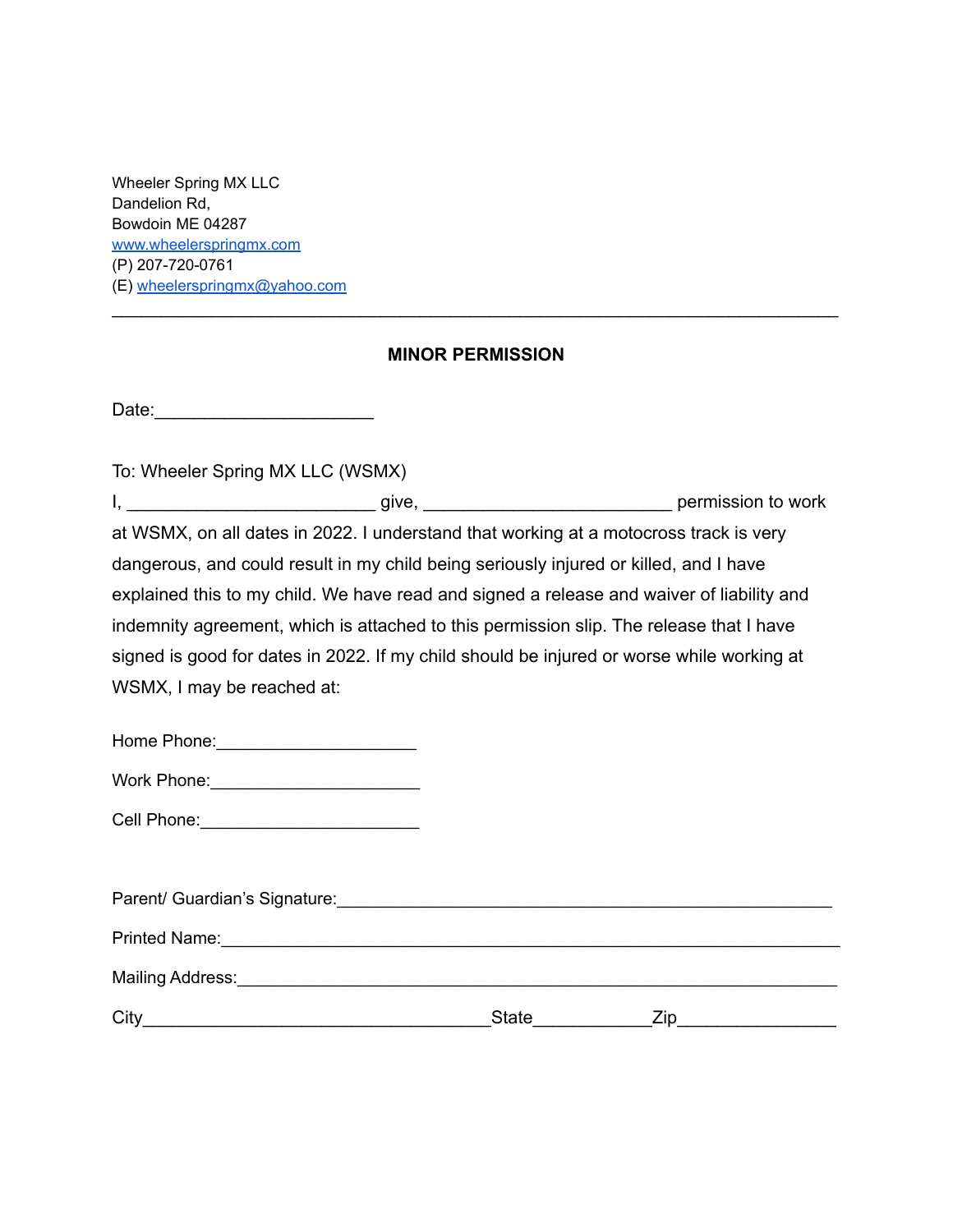Wheeler Spring MX LLC
Dandelion Rd,
Bowdoin ME 04287
www.wheelerspringmx.com
(P) 207-720-0761
(E) wheelerspringmx@yahoo.com

---

**MINOR PERMISSION**

Date:______________________

To: Wheeler Spring MX LLC (WSMX)

I, _________________________ give, _________________________ permission to work at WSMX, on all dates in 2022. I understand that working at a motocross track is very dangerous, and could result in my child being seriously injured or killed, and I have explained this to my child. We have read and signed a release and waiver of liability and indemnity agreement, which is attached to this permission slip. The release that I have signed is good for dates in 2022. If my child should be injured or worse while working at WSMX, I may be reached at:

Home Phone:____________________

Work Phone:_____________________

Cell Phone:______________________

Parent/ Guardian's Signature:_____________________________________________

Printed Name:_______________________________________________________

Mailing Address:_____________________________________________________

City__________________________________State___________Zip_______________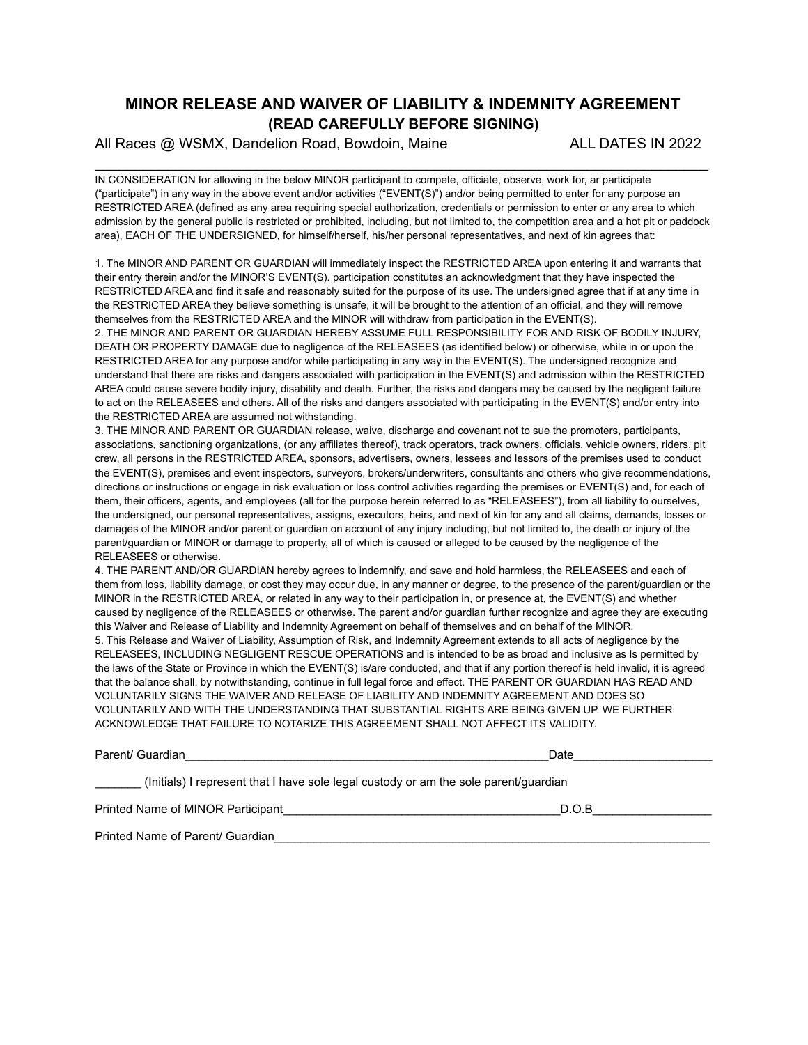## MINOR RELEASE AND WAIVER OF LIABILITY & INDEMNITY AGREEMENT
### (READ CAREFULLY BEFORE SIGNING)

All Races @ WSMX, Dandelion Road, Bowdoin, Maine ALL DATES IN 2022

---

IN CONSIDERATION for allowing in the below MINOR participant to compete, officiate, observe, work for, ar participate ("participate") in any way in the above event and/or activities ("EVENT(S)") and/or being permitted to enter for any purpose an RESTRICTED AREA (defined as any area requiring special authorization, credentials or permission to enter or any area to which admission by the general public is restricted or prohibited, including, but not limited to, the competition area and a hot pit or paddock area), EACH OF THE UNDERSIGNED, for himself/herself, his/her personal representatives, and next of kin agrees that:

1. The MINOR AND PARENT OR GUARDIAN will immediately inspect the RESTRICTED AREA upon entering it and warrants that their entry therein and/or the MINOR'S EVENT(S). participation constitutes an acknowledgment that they have inspected the RESTRICTED AREA and find it safe and reasonably suited for the purpose of its use. The undersigned agree that if at any time in the RESTRICTED AREA they believe something is unsafe, it will be brought to the attention of an official, and they will remove themselves from the RESTRICTED AREA and the MINOR will withdraw from participation in the EVENT(S).
2. THE MINOR AND PARENT OR GUARDIAN HEREBY ASSUME FULL RESPONSIBILITY FOR AND RISK OF BODILY INJURY, DEATH OR PROPERTY DAMAGE due to negligence of the RELEASEES (as identified below) or otherwise, while in or upon the RESTRICTED AREA for any purpose and/or while participating in any way in the EVENT(S). The undersigned recognize and understand that there are risks and dangers associated with participation in the EVENT(S) and admission within the RESTRICTED AREA could cause severe bodily injury, disability and death. Further, the risks and dangers may be caused by the negligent failure to act on the RELEASEES and others. All of the risks and dangers associated with participating in the EVENT(S) and/or entry into the RESTRICTED AREA are assumed not withstanding.
3. THE MINOR AND PARENT OR GUARDIAN release, waive, discharge and covenant not to sue the promoters, participants, associations, sanctioning organizations, (or any affiliates thereof), track operators, track owners, officials, vehicle owners, riders, pit crew, all persons in the RESTRICTED AREA, sponsors, advertisers, owners, lessees and lessors of the premises used to conduct the EVENT(S), premises and event inspectors, surveyors, brokers/underwriters, consultants and others who give recommendations, directions or instructions or engage in risk evaluation or loss control activities regarding the premises or EVENT(S) and, for each of them, their officers, agents, and employees (all for the purpose herein referred to as "RELEASEES"), from all liability to ourselves, the undersigned, our personal representatives, assigns, executors, heirs, and next of kin for any and all claims, demands, losses or damages of the MINOR and/or parent or guardian on account of any injury including, but not limited to, the death or injury of the parent/guardian or MINOR or damage to property, all of which is caused or alleged to be caused by the negligence of the RELEASEES or otherwise.
4. THE PARENT AND/OR GUARDIAN hereby agrees to indemnify, and save and hold harmless, the RELEASEES and each of them from loss, liability damage, or cost they may occur due, in any manner or degree, to the presence of the parent/guardian or the MINOR in the RESTRICTED AREA, or related in any way to their participation in, or presence at, the EVENT(S) and whether caused by negligence of the RELEASEES or otherwise. The parent and/or guardian further recognize and agree they are executing this Waiver and Release of Liability and Indemnity Agreement on behalf of themselves and on behalf of the MINOR.
5. This Release and Waiver of Liability, Assumption of Risk, and Indemnity Agreement extends to all acts of negligence by the RELEASEES, INCLUDING NEGLIGENT RESCUE OPERATIONS and is intended to be as broad and inclusive as Is permitted by the laws of the State or Province in which the EVENT(S) is/are conducted, and that if any portion thereof is held invalid, it is agreed that the balance shall, by notwithstanding, continue in full legal force and effect. THE PARENT OR GUARDIAN HAS READ AND VOLUNTARILY SIGNS THE WAIVER AND RELEASE OF LIABILITY AND INDEMNITY AGREEMENT AND DOES SO VOLUNTARILY AND WITH THE UNDERSTANDING THAT SUBSTANTIAL RIGHTS ARE BEING GIVEN UP. WE FURTHER ACKNOWLEDGE THAT FAILURE TO NOTARIZE THIS AGREEMENT SHALL NOT AFFECT ITS VALIDITY.

Parent/ Guardian_______________________________________________________Date____________________

_______ (Initials) I represent that I have sole legal custody or am the sole parent/guardian

Printed Name of MINOR Participant__________________________________________D.O.B_________________

Printed Name of Parent/ Guardian____________________________________________________________________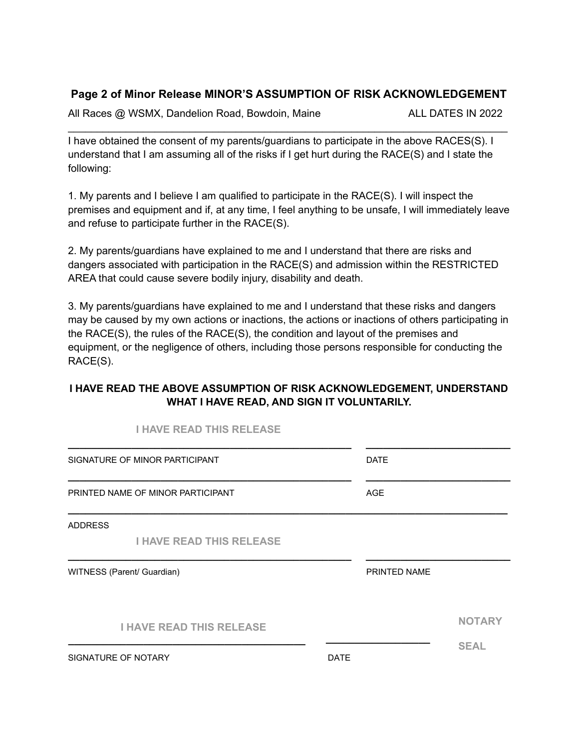## Page 2 of Minor Release MINOR'S ASSUMPTION OF RISK ACKNOWLEDGEMENT

All Races @ WSMX, Dandelion Road, Bowdoin, Maine ALL DATES IN 2022

---

I have obtained the consent of my parents/guardians to participate in the above RACES(S). I understand that I am assuming all of the risks if I get hurt during the RACE(S) and I state the following:

1. My parents and I believe I am qualified to participate in the RACE(S). I will inspect the premises and equipment and if, at any time, I feel anything to be unsafe, I will immediately leave and refuse to participate further in the RACE(S).

2. My parents/guardians have explained to me and I understand that there are risks and dangers associated with participation in the RACE(S) and admission within the RESTRICTED AREA that could cause severe bodily injury, disability and death.

3. My parents/guardians have explained to me and I understand that these risks and dangers may be caused by my own actions or inactions, the actions or inactions of others participating in the RACE(S), the rules of the RACE(S), the condition and layout of the premises and equipment, or the negligence of others, including those persons responsible for conducting the RACE(S).

**I HAVE READ THE ABOVE ASSUMPTION OF RISK ACKNOWLEDGEMENT, UNDERSTAND WHAT I HAVE READ, AND SIGN IT VOLUNTARILY.**

**I HAVE READ THIS RELEASE**

\_\_\_\_\_\_\_\_\_\_\_\_\_\_\_\_\_\_\_\_\_\_\_\_\_\_\_\_\_\_\_\_\_\_\_\_\_\_\_\_ \_\_\_\_\_\_\_\_\_\_\_\_\_\_\_\_\_\_\_\_

SIGNATURE OF MINOR PARTICIPANT DATE

\_\_\_\_\_\_\_\_\_\_\_\_\_\_\_\_\_\_\_\_\_\_\_\_\_\_\_\_\_\_\_\_\_\_\_\_\_\_\_\_ \_\_\_\_\_\_\_\_\_\_\_\_\_\_\_\_\_\_\_\_

PRINTED NAME OF MINOR PARTICIPANT AGE

\_\_\_\_\_\_\_\_\_\_\_\_\_\_\_\_\_\_\_\_\_\_\_\_\_\_\_\_\_\_\_\_\_\_\_\_\_\_\_\_\_\_\_\_\_\_\_\_\_\_\_\_\_\_\_\_\_\_\_\_

ADDRESS

**I HAVE READ THIS RELEASE**

\_\_\_\_\_\_\_\_\_\_\_\_\_\_\_\_\_\_\_\_\_\_\_\_\_\_\_\_\_\_\_\_\_\_\_\_\_\_\_\_ \_\_\_\_\_\_\_\_\_\_\_\_\_\_\_\_\_\_\_\_

WITNESS (Parent/ Guardian) PRINTED NAME

**I HAVE READ THIS RELEASE** **NOTARY**

\_\_\_\_\_\_\_\_\_\_\_\_\_\_\_\_\_\_\_\_\_\_\_\_\_\_\_\_\_\_\_\_\_\_ \_\_\_\_\_\_\_\_\_\_\_\_\_\_\_ **SEAL**

SIGNATURE OF NOTARY DATE